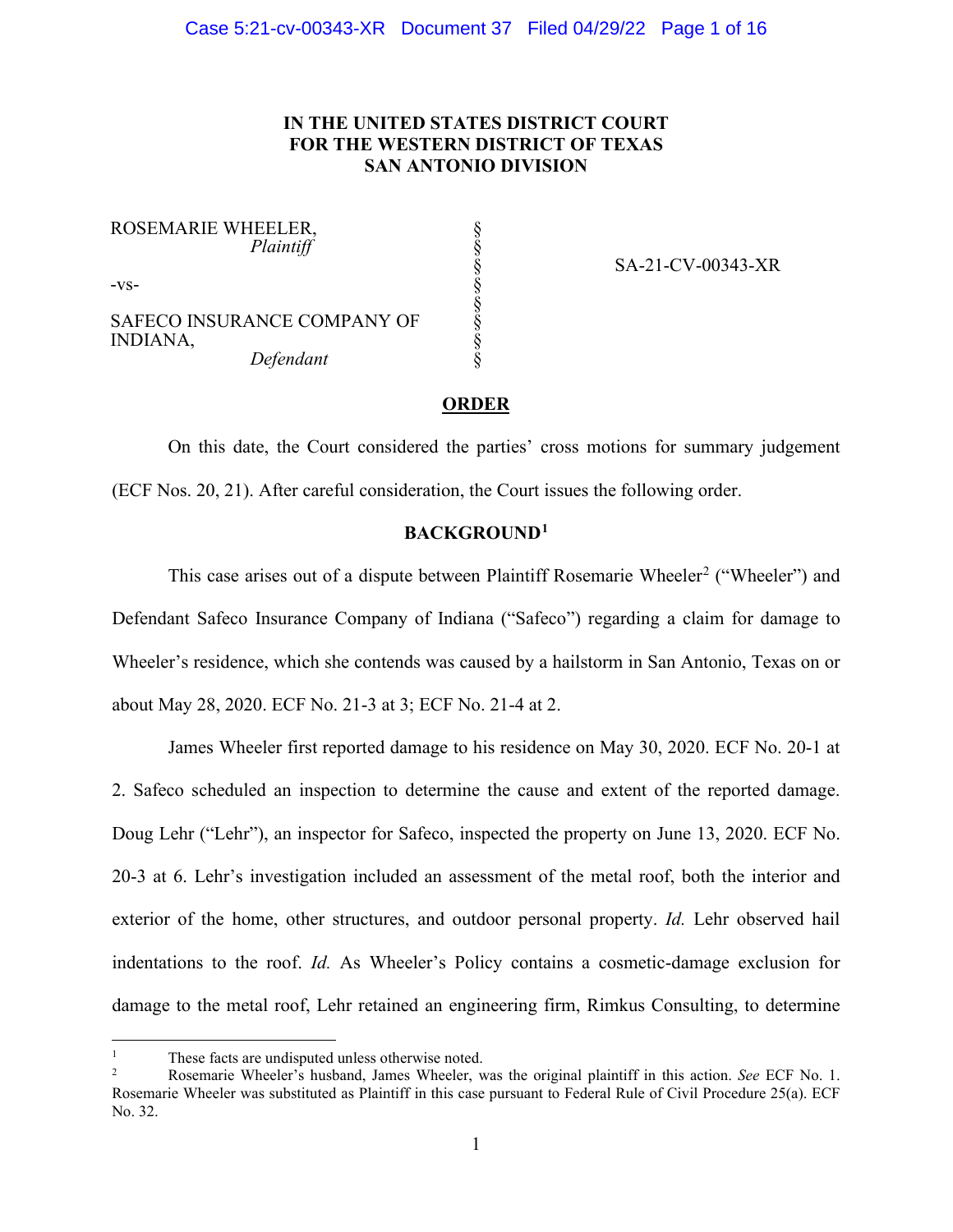**IN THE UNITED STATES DISTRICT COURT**
**FOR THE WESTERN DISTRICT OF TEXAS**
**SAN ANTONIO DIVISION**

ROSEMARIE WHEELER,
*Plaintiff*

-vs-

SAFECO INSURANCE COMPANY OF INDIANA,
*Defendant*

SA-21-CV-00343-XR

## ORDER

On this date, the Court considered the parties' cross motions for summary judgement (ECF Nos. 20, 21). After careful consideration, the Court issues the following order.

### BACKGROUND[1]

This case arises out of a dispute between Plaintiff Rosemarie Wheeler[2] ("Wheeler") and Defendant Safeco Insurance Company of Indiana ("Safeco") regarding a claim for damage to Wheeler's residence, which she contends was caused by a hailstorm in San Antonio, Texas on or about May 28, 2020. ECF No. 21-3 at 3; ECF No. 21-4 at 2.

James Wheeler first reported damage to his residence on May 30, 2020. ECF No. 20-1 at 2. Safeco scheduled an inspection to determine the cause and extent of the reported damage. Doug Lehr ("Lehr"), an inspector for Safeco, inspected the property on June 13, 2020. ECF No. 20-3 at 6. Lehr's investigation included an assessment of the metal roof, both the interior and exterior of the home, other structures, and outdoor personal property. *Id.* Lehr observed hail indentations to the roof. *Id.* As Wheeler's Policy contains a cosmetic-damage exclusion for damage to the metal roof, Lehr retained an engineering firm, Rimkus Consulting, to determine

---

[1] These facts are undisputed unless otherwise noted.

[2] Rosemarie Wheeler's husband, James Wheeler, was the original plaintiff in this action. *See* ECF No. 1. Rosemarie Wheeler was substituted as Plaintiff in this case pursuant to Federal Rule of Civil Procedure 25(a). ECF No. 32.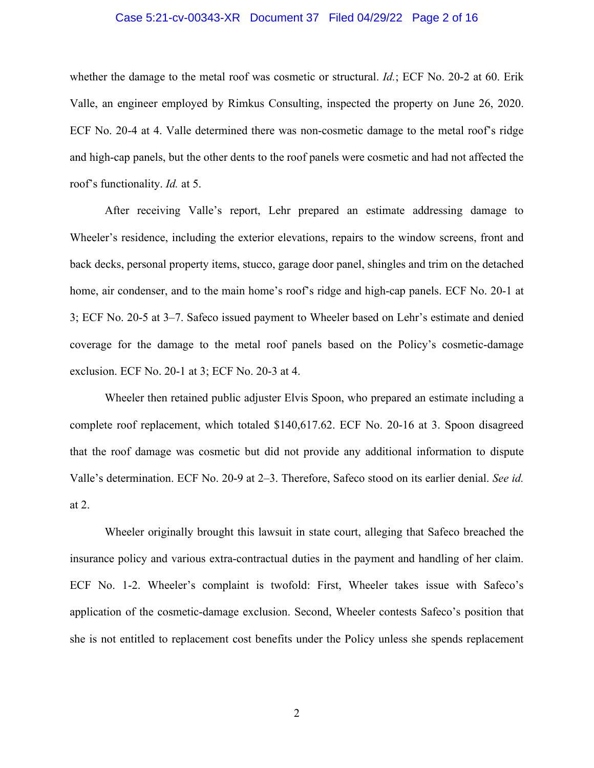whether the damage to the metal roof was cosmetic or structural. *Id.*; ECF No. 20-2 at 60. Erik Valle, an engineer employed by Rimkus Consulting, inspected the property on June 26, 2020. ECF No. 20-4 at 4. Valle determined there was non-cosmetic damage to the metal roof's ridge and high-cap panels, but the other dents to the roof panels were cosmetic and had not affected the roof's functionality. *Id.* at 5.

After receiving Valle's report, Lehr prepared an estimate addressing damage to Wheeler's residence, including the exterior elevations, repairs to the window screens, front and back decks, personal property items, stucco, garage door panel, shingles and trim on the detached home, air condenser, and to the main home's roof's ridge and high-cap panels. ECF No. 20-1 at 3; ECF No. 20-5 at 3–7. Safeco issued payment to Wheeler based on Lehr's estimate and denied coverage for the damage to the metal roof panels based on the Policy's cosmetic-damage exclusion. ECF No. 20-1 at 3; ECF No. 20-3 at 4.

Wheeler then retained public adjuster Elvis Spoon, who prepared an estimate including a complete roof replacement, which totaled $140,617.62. ECF No. 20-16 at 3. Spoon disagreed that the roof damage was cosmetic but did not provide any additional information to dispute Valle's determination. ECF No. 20-9 at 2–3. Therefore, Safeco stood on its earlier denial. *See id.* at 2.

Wheeler originally brought this lawsuit in state court, alleging that Safeco breached the insurance policy and various extra-contractual duties in the payment and handling of her claim. ECF No. 1-2. Wheeler's complaint is twofold: First, Wheeler takes issue with Safeco's application of the cosmetic-damage exclusion. Second, Wheeler contests Safeco's position that she is not entitled to replacement cost benefits under the Policy unless she spends replacement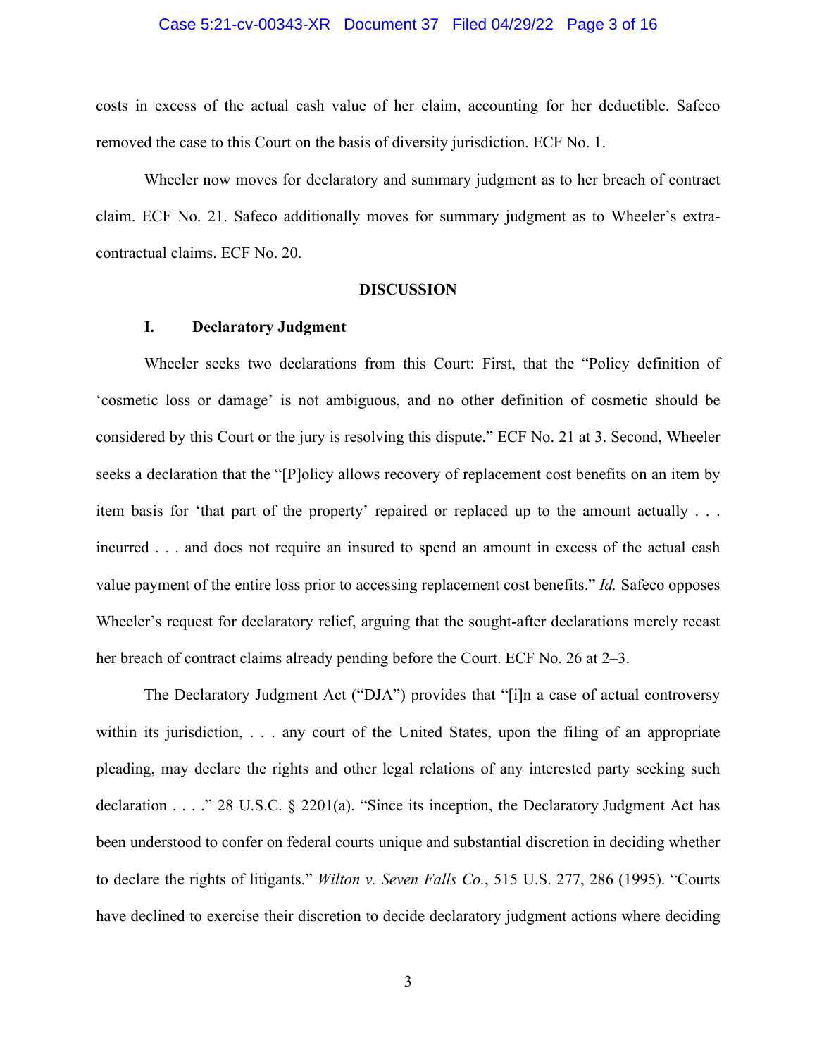costs in excess of the actual cash value of her claim, accounting for her deductible. Safeco removed the case to this Court on the basis of diversity jurisdiction. ECF No. 1.

Wheeler now moves for declaratory and summary judgment as to her breach of contract claim. ECF No. 21. Safeco additionally moves for summary judgment as to Wheeler's extra-contractual claims. ECF No. 20.

## DISCUSSION

### I. Declaratory Judgment

Wheeler seeks two declarations from this Court: First, that the "Policy definition of 'cosmetic loss or damage' is not ambiguous, and no other definition of cosmetic should be considered by this Court or the jury is resolving this dispute." ECF No. 21 at 3. Second, Wheeler seeks a declaration that the "[P]olicy allows recovery of replacement cost benefits on an item by item basis for 'that part of the property' repaired or replaced up to the amount actually . . . incurred . . . and does not require an insured to spend an amount in excess of the actual cash value payment of the entire loss prior to accessing replacement cost benefits." *Id.* Safeco opposes Wheeler's request for declaratory relief, arguing that the sought-after declarations merely recast her breach of contract claims already pending before the Court. ECF No. 26 at 2–3.

The Declaratory Judgment Act ("DJA") provides that "[i]n a case of actual controversy within its jurisdiction, . . . any court of the United States, upon the filing of an appropriate pleading, may declare the rights and other legal relations of any interested party seeking such declaration . . . ." 28 U.S.C. § 2201(a). "Since its inception, the Declaratory Judgment Act has been understood to confer on federal courts unique and substantial discretion in deciding whether to declare the rights of litigants." *Wilton v. Seven Falls Co.*, 515 U.S. 277, 286 (1995). "Courts have declined to exercise their discretion to decide declaratory judgment actions where deciding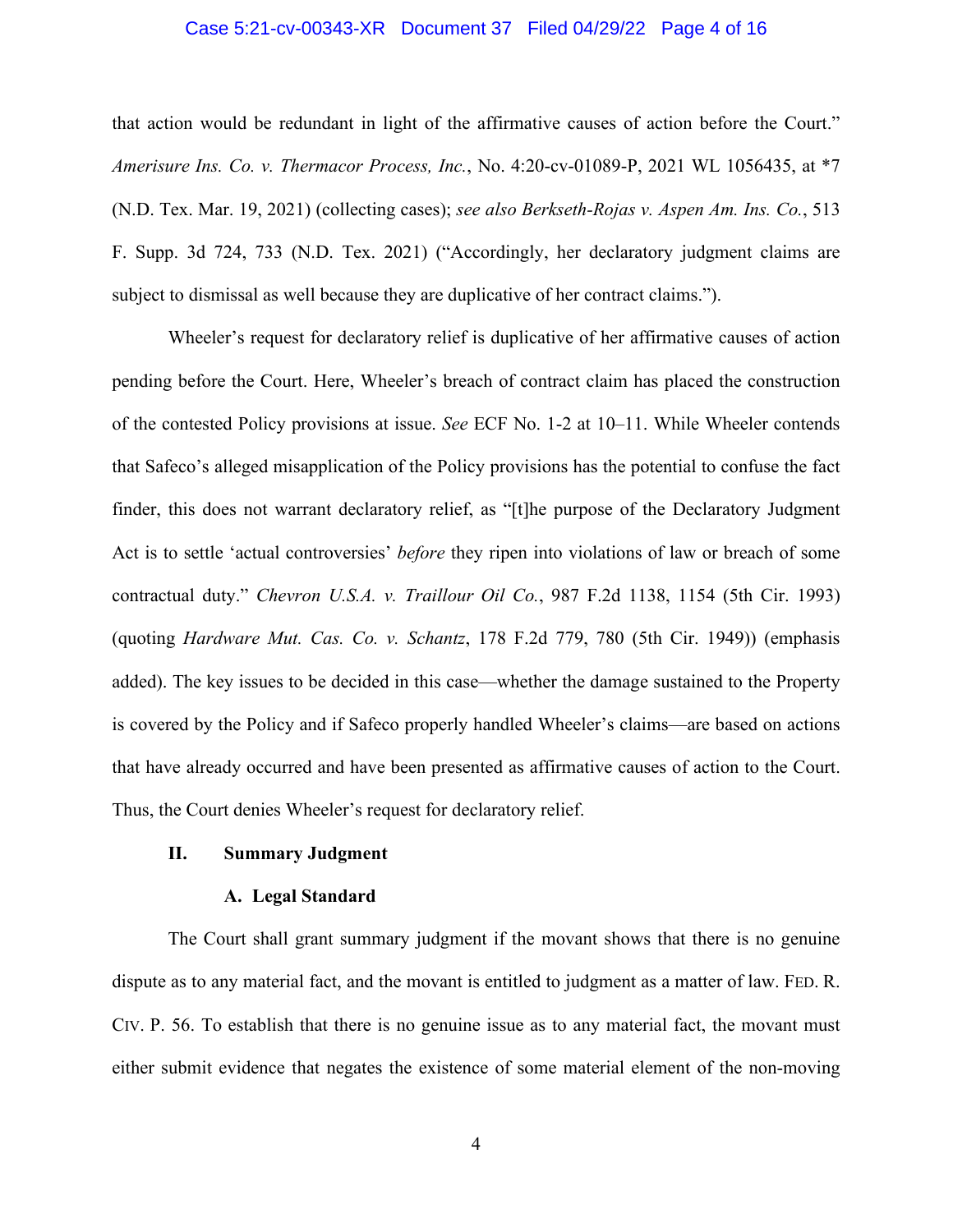that action would be redundant in light of the affirmative causes of action before the Court." *Amerisure Ins. Co. v. Thermacor Process, Inc.*, No. 4:20-cv-01089-P, 2021 WL 1056435, at *7 (N.D. Tex. Mar. 19, 2021) (collecting cases); *see also Berkseth-Rojas v. Aspen Am. Ins. Co.*, 513 F. Supp. 3d 724, 733 (N.D. Tex. 2021) ("Accordingly, her declaratory judgment claims are subject to dismissal as well because they are duplicative of her contract claims.").

Wheeler's request for declaratory relief is duplicative of her affirmative causes of action pending before the Court. Here, Wheeler's breach of contract claim has placed the construction of the contested Policy provisions at issue. *See* ECF No. 1-2 at 10–11. While Wheeler contends that Safeco's alleged misapplication of the Policy provisions has the potential to confuse the fact finder, this does not warrant declaratory relief, as "[t]he purpose of the Declaratory Judgment Act is to settle 'actual controversies' *before* they ripen into violations of law or breach of some contractual duty." *Chevron U.S.A. v. Traillour Oil Co.*, 987 F.2d 1138, 1154 (5th Cir. 1993) (quoting *Hardware Mut. Cas. Co. v. Schantz*, 178 F.2d 779, 780 (5th Cir. 1949)) (emphasis added). The key issues to be decided in this case—whether the damage sustained to the Property is covered by the Policy and if Safeco properly handled Wheeler's claims—are based on actions that have already occurred and have been presented as affirmative causes of action to the Court. Thus, the Court denies Wheeler's request for declaratory relief.

## II. Summary Judgment

### A. Legal Standard

The Court shall grant summary judgment if the movant shows that there is no genuine dispute as to any material fact, and the movant is entitled to judgment as a matter of law. FED. R. CIV. P. 56. To establish that there is no genuine issue as to any material fact, the movant must either submit evidence that negates the existence of some material element of the non-moving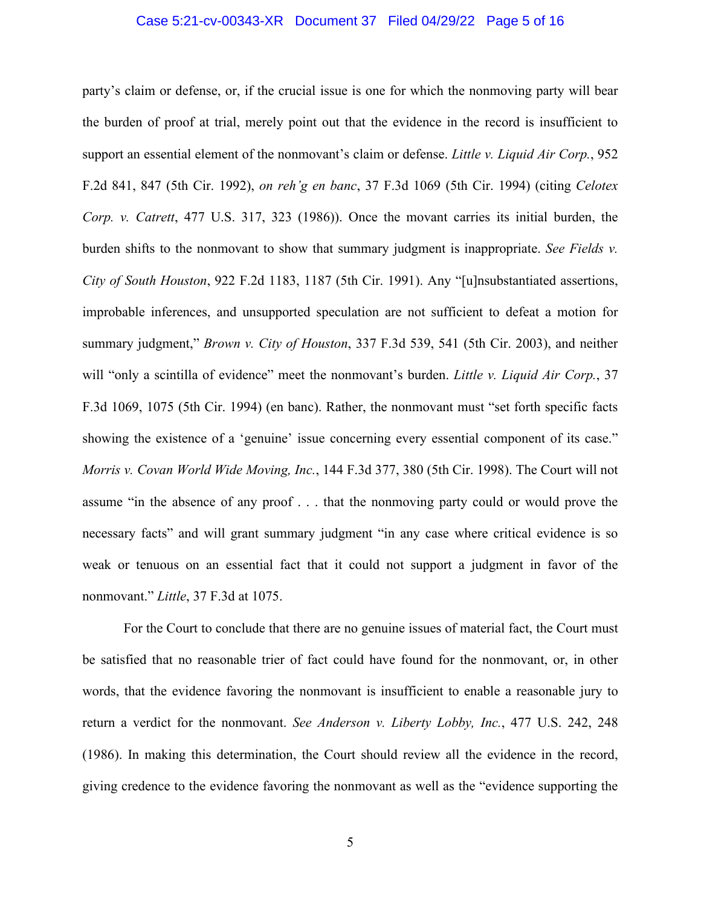party's claim or defense, or, if the crucial issue is one for which the nonmoving party will bear the burden of proof at trial, merely point out that the evidence in the record is insufficient to support an essential element of the nonmovant's claim or defense. *Little v. Liquid Air Corp.*, 952 F.2d 841, 847 (5th Cir. 1992), *on reh'g en banc*, 37 F.3d 1069 (5th Cir. 1994) (citing *Celotex Corp. v. Catrett*, 477 U.S. 317, 323 (1986)). Once the movant carries its initial burden, the burden shifts to the nonmovant to show that summary judgment is inappropriate. *See Fields v. City of South Houston*, 922 F.2d 1183, 1187 (5th Cir. 1991). Any "[u]nsubstantiated assertions, improbable inferences, and unsupported speculation are not sufficient to defeat a motion for summary judgment," *Brown v. City of Houston*, 337 F.3d 539, 541 (5th Cir. 2003), and neither will "only a scintilla of evidence" meet the nonmovant's burden. *Little v. Liquid Air Corp.*, 37 F.3d 1069, 1075 (5th Cir. 1994) (en banc). Rather, the nonmovant must "set forth specific facts showing the existence of a 'genuine' issue concerning every essential component of its case." *Morris v. Covan World Wide Moving, Inc.*, 144 F.3d 377, 380 (5th Cir. 1998). The Court will not assume "in the absence of any proof . . . that the nonmoving party could or would prove the necessary facts" and will grant summary judgment "in any case where critical evidence is so weak or tenuous on an essential fact that it could not support a judgment in favor of the nonmovant." *Little*, 37 F.3d at 1075.

For the Court to conclude that there are no genuine issues of material fact, the Court must be satisfied that no reasonable trier of fact could have found for the nonmovant, or, in other words, that the evidence favoring the nonmovant is insufficient to enable a reasonable jury to return a verdict for the nonmovant. *See Anderson v. Liberty Lobby, Inc.*, 477 U.S. 242, 248 (1986). In making this determination, the Court should review all the evidence in the record, giving credence to the evidence favoring the nonmovant as well as the "evidence supporting the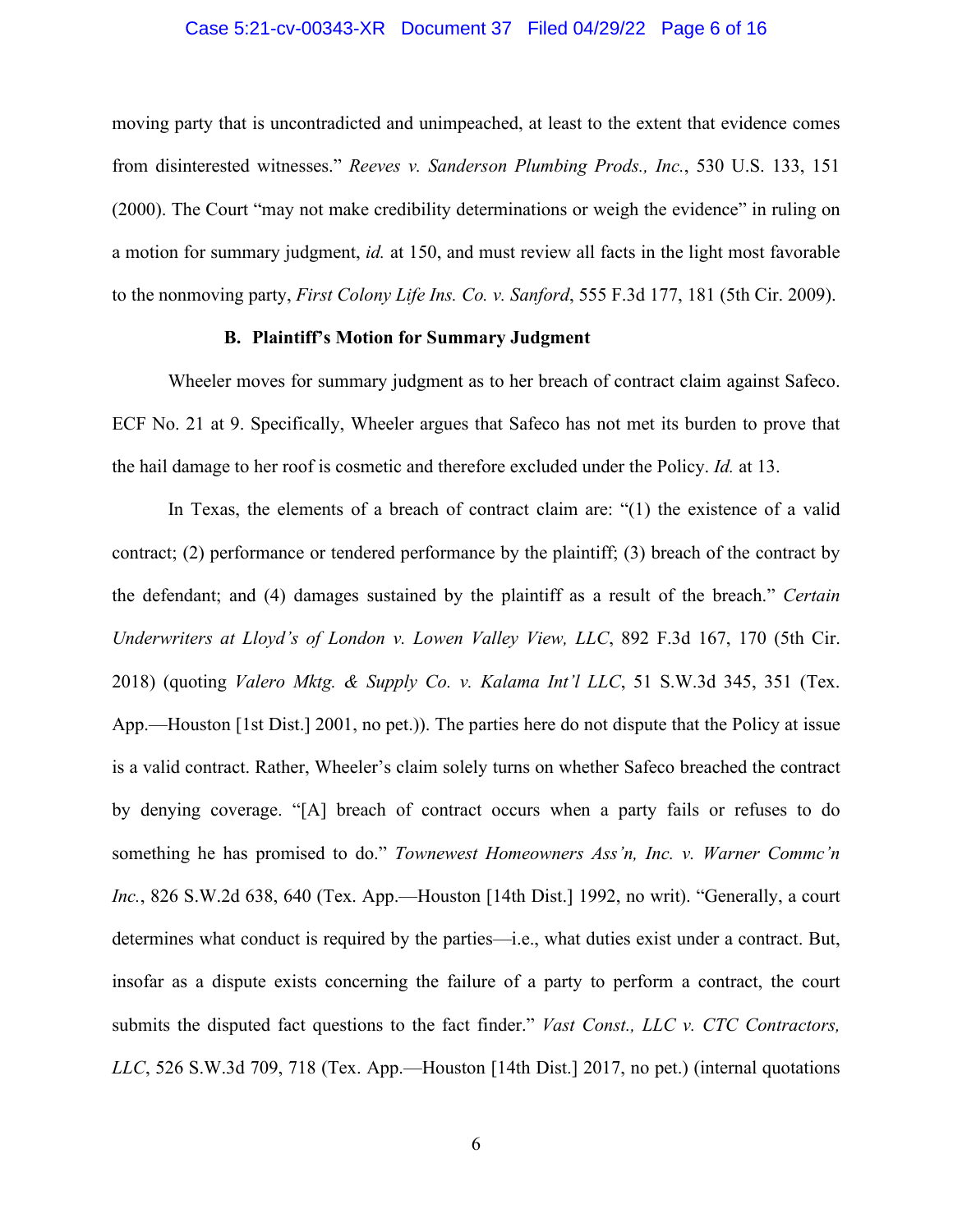moving party that is uncontradicted and unimpeached, at least to the extent that evidence comes from disinterested witnesses." *Reeves v. Sanderson Plumbing Prods., Inc.*, 530 U.S. 133, 151 (2000). The Court "may not make credibility determinations or weigh the evidence" in ruling on a motion for summary judgment, *id.* at 150, and must review all facts in the light most favorable to the nonmoving party, *First Colony Life Ins. Co. v. Sanford*, 555 F.3d 177, 181 (5th Cir. 2009).

### B. Plaintiff's Motion for Summary Judgment

Wheeler moves for summary judgment as to her breach of contract claim against Safeco. ECF No. 21 at 9. Specifically, Wheeler argues that Safeco has not met its burden to prove that the hail damage to her roof is cosmetic and therefore excluded under the Policy. *Id.* at 13.

In Texas, the elements of a breach of contract claim are: "(1) the existence of a valid contract; (2) performance or tendered performance by the plaintiff; (3) breach of the contract by the defendant; and (4) damages sustained by the plaintiff as a result of the breach." *Certain Underwriters at Lloyd's of London v. Lowen Valley View, LLC*, 892 F.3d 167, 170 (5th Cir. 2018) (quoting *Valero Mktg. & Supply Co. v. Kalama Int'l LLC*, 51 S.W.3d 345, 351 (Tex. App.—Houston [1st Dist.] 2001, no pet.)). The parties here do not dispute that the Policy at issue is a valid contract. Rather, Wheeler's claim solely turns on whether Safeco breached the contract by denying coverage. "[A] breach of contract occurs when a party fails or refuses to do something he has promised to do." *Townewest Homeowners Ass'n, Inc. v. Warner Commc'n Inc.*, 826 S.W.2d 638, 640 (Tex. App.—Houston [14th Dist.] 1992, no writ). "Generally, a court determines what conduct is required by the parties—i.e., what duties exist under a contract. But, insofar as a dispute exists concerning the failure of a party to perform a contract, the court submits the disputed fact questions to the fact finder." *Vast Const., LLC v. CTC Contractors, LLC*, 526 S.W.3d 709, 718 (Tex. App.—Houston [14th Dist.] 2017, no pet.) (internal quotations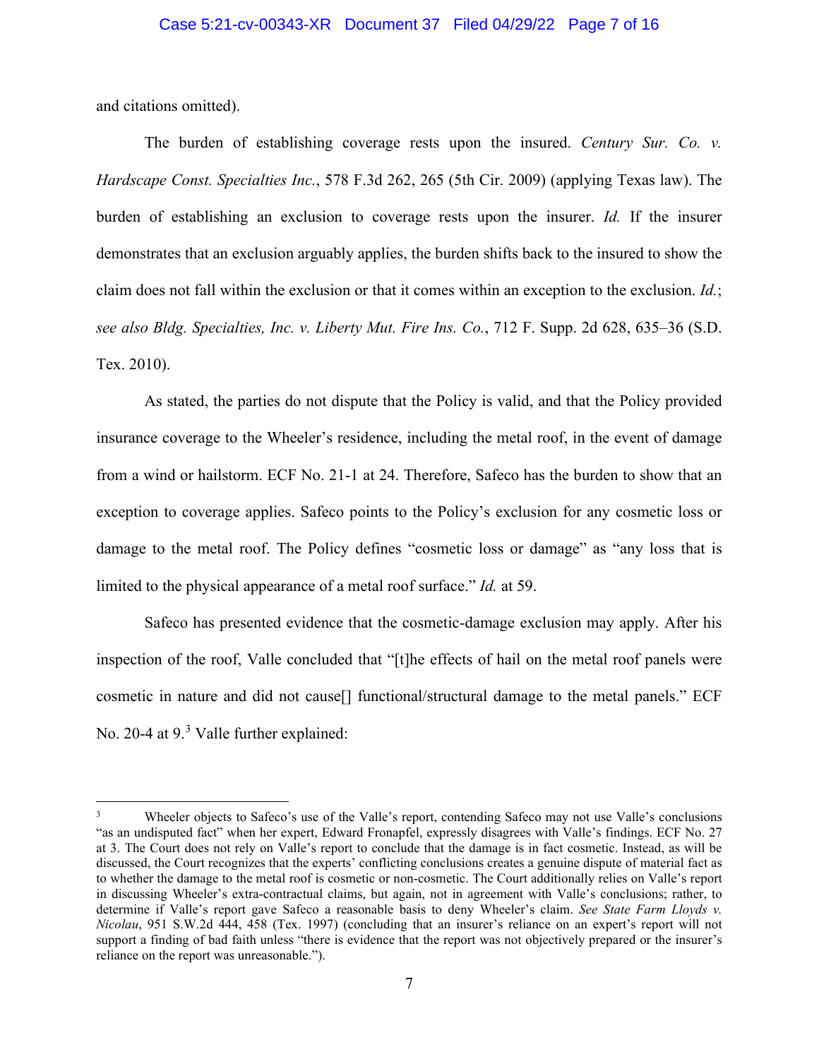and citations omitted).

The burden of establishing coverage rests upon the insured. *Century Sur. Co. v. Hardscape Const. Specialties Inc.*, 578 F.3d 262, 265 (5th Cir. 2009) (applying Texas law). The burden of establishing an exclusion to coverage rests upon the insurer. *Id.* If the insurer demonstrates that an exclusion arguably applies, the burden shifts back to the insured to show the claim does not fall within the exclusion or that it comes within an exception to the exclusion. *Id.*; *see also Bldg. Specialties, Inc. v. Liberty Mut. Fire Ins. Co.*, 712 F. Supp. 2d 628, 635–36 (S.D. Tex. 2010).

As stated, the parties do not dispute that the Policy is valid, and that the Policy provided insurance coverage to the Wheeler's residence, including the metal roof, in the event of damage from a wind or hailstorm. ECF No. 21-1 at 24. Therefore, Safeco has the burden to show that an exception to coverage applies. Safeco points to the Policy's exclusion for any cosmetic loss or damage to the metal roof. The Policy defines "cosmetic loss or damage" as "any loss that is limited to the physical appearance of a metal roof surface." *Id.* at 59.

Safeco has presented evidence that the cosmetic-damage exclusion may apply. After his inspection of the roof, Valle concluded that "[t]he effects of hail on the metal roof panels were cosmetic in nature and did not cause[] functional/structural damage to the metal panels." ECF No. 20-4 at 9.[3] Valle further explained:

---

[3] Wheeler objects to Safeco's use of the Valle's report, contending Safeco may not use Valle's conclusions "as an undisputed fact" when her expert, Edward Fronapfel, expressly disagrees with Valle's findings. ECF No. 27 at 3. The Court does not rely on Valle's report to conclude that the damage is in fact cosmetic. Instead, as will be discussed, the Court recognizes that the experts' conflicting conclusions creates a genuine dispute of material fact as to whether the damage to the metal roof is cosmetic or non-cosmetic. The Court additionally relies on Valle's report in discussing Wheeler's extra-contractual claims, but again, not in agreement with Valle's conclusions; rather, to determine if Valle's report gave Safeco a reasonable basis to deny Wheeler's claim. *See State Farm Lloyds v. Nicolau*, 951 S.W.2d 444, 458 (Tex. 1997) (concluding that an insurer's reliance on an expert's report will not support a finding of bad faith unless "there is evidence that the report was not objectively prepared or the insurer's reliance on the report was unreasonable.").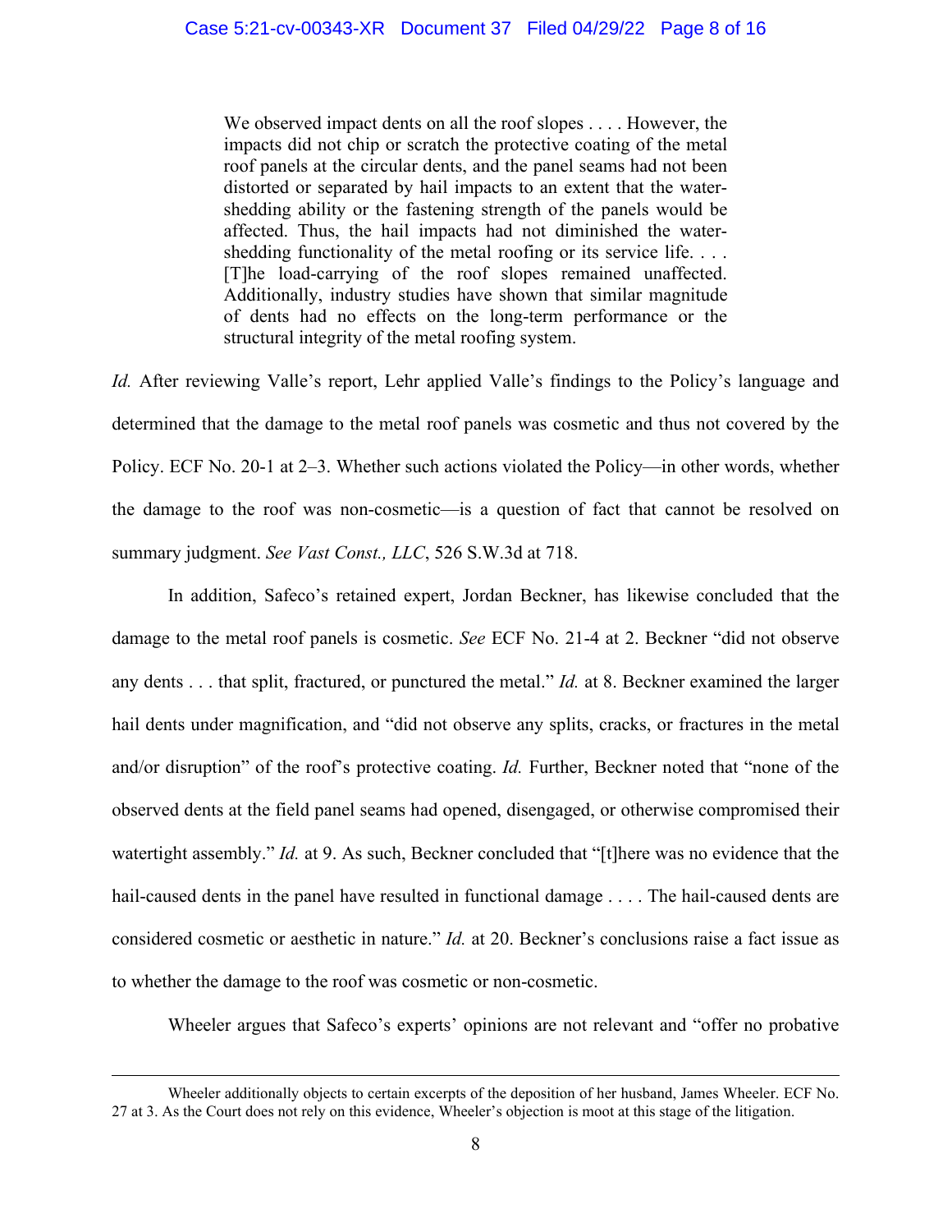> We observed impact dents on all the roof slopes . . . . However, the impacts did not chip or scratch the protective coating of the metal roof panels at the circular dents, and the panel seams had not been distorted or separated by hail impacts to an extent that the water-shedding ability or the fastening strength of the panels would be affected. Thus, the hail impacts had not diminished the water-shedding functionality of the metal roofing or its service life. . . . [T]he load-carrying of the roof slopes remained unaffected. Additionally, industry studies have shown that similar magnitude of dents had no effects on the long-term performance or the structural integrity of the metal roofing system.

*Id.* After reviewing Valle's report, Lehr applied Valle's findings to the Policy's language and determined that the damage to the metal roof panels was cosmetic and thus not covered by the Policy. ECF No. 20-1 at 2–3. Whether such actions violated the Policy—in other words, whether the damage to the roof was non-cosmetic—is a question of fact that cannot be resolved on summary judgment. *See Vast Const., LLC*, 526 S.W.3d at 718.

In addition, Safeco's retained expert, Jordan Beckner, has likewise concluded that the damage to the metal roof panels is cosmetic. *See* ECF No. 21-4 at 2. Beckner "did not observe any dents . . . that split, fractured, or punctured the metal." *Id.* at 8. Beckner examined the larger hail dents under magnification, and "did not observe any splits, cracks, or fractures in the metal and/or disruption" of the roof's protective coating. *Id.* Further, Beckner noted that "none of the observed dents at the field panel seams had opened, disengaged, or otherwise compromised their watertight assembly." *Id.* at 9. As such, Beckner concluded that "[t]here was no evidence that the hail-caused dents in the panel have resulted in functional damage . . . . The hail-caused dents are considered cosmetic or aesthetic in nature." *Id.* at 20. Beckner's conclusions raise a fact issue as to whether the damage to the roof was cosmetic or non-cosmetic.

Wheeler argues that Safeco's experts' opinions are not relevant and "offer no probative

---

Wheeler additionally objects to certain excerpts of the deposition of her husband, James Wheeler. ECF No. 27 at 3. As the Court does not rely on this evidence, Wheeler's objection is moot at this stage of the litigation.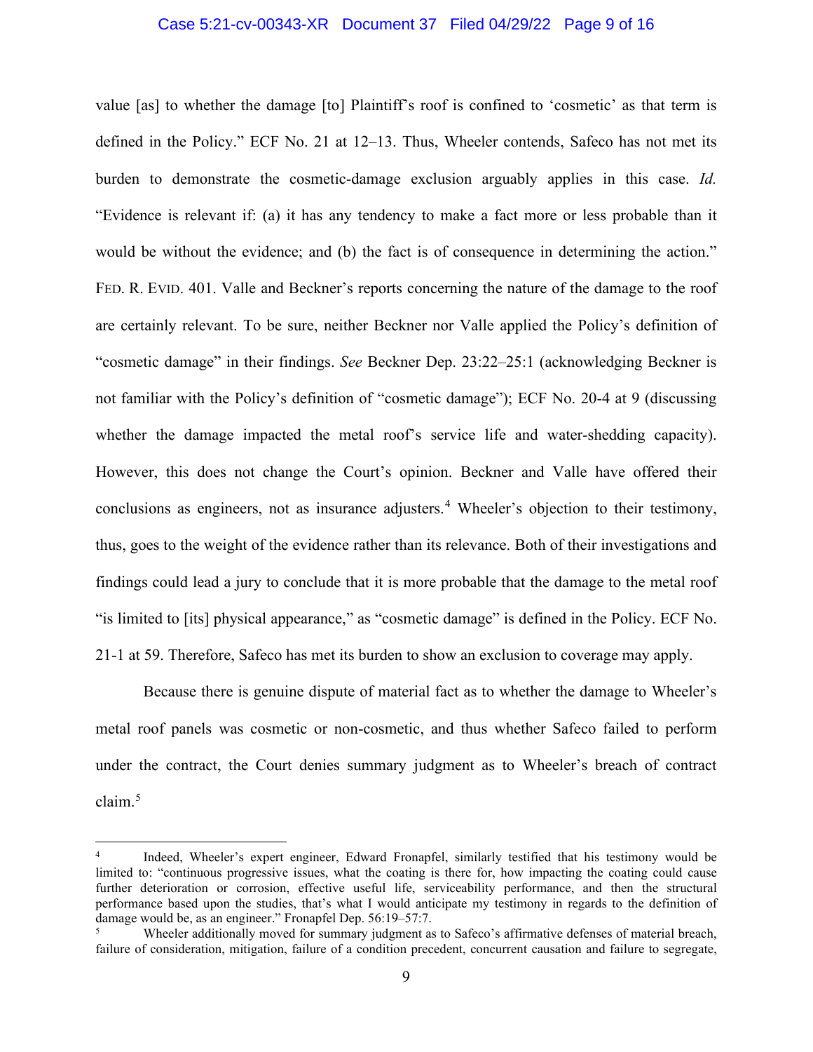value [as] to whether the damage [to] Plaintiff's roof is confined to 'cosmetic' as that term is defined in the Policy." ECF No. 21 at 12–13. Thus, Wheeler contends, Safeco has not met its burden to demonstrate the cosmetic-damage exclusion arguably applies in this case. *Id.* "Evidence is relevant if: (a) it has any tendency to make a fact more or less probable than it would be without the evidence; and (b) the fact is of consequence in determining the action." FED. R. EVID. 401. Valle and Beckner's reports concerning the nature of the damage to the roof are certainly relevant. To be sure, neither Beckner nor Valle applied the Policy's definition of "cosmetic damage" in their findings. *See* Beckner Dep. 23:22–25:1 (acknowledging Beckner is not familiar with the Policy's definition of "cosmetic damage"); ECF No. 20-4 at 9 (discussing whether the damage impacted the metal roof's service life and water-shedding capacity). However, this does not change the Court's opinion. Beckner and Valle have offered their conclusions as engineers, not as insurance adjusters.[4] Wheeler's objection to their testimony, thus, goes to the weight of the evidence rather than its relevance. Both of their investigations and findings could lead a jury to conclude that it is more probable that the damage to the metal roof "is limited to [its] physical appearance," as "cosmetic damage" is defined in the Policy. ECF No. 21-1 at 59. Therefore, Safeco has met its burden to show an exclusion to coverage may apply.

Because there is genuine dispute of material fact as to whether the damage to Wheeler's metal roof panels was cosmetic or non-cosmetic, and thus whether Safeco failed to perform under the contract, the Court denies summary judgment as to Wheeler's breach of contract claim.[5]

---

[4] Indeed, Wheeler's expert engineer, Edward Fronapfel, similarly testified that his testimony would be limited to: "continuous progressive issues, what the coating is there for, how impacting the coating could cause further deterioration or corrosion, effective useful life, serviceability performance, and then the structural performance based upon the studies, that's what I would anticipate my testimony in regards to the definition of damage would be, as an engineer." Fronapfel Dep. 56:19–57:7.

[5] Wheeler additionally moved for summary judgment as to Safeco's affirmative defenses of material breach, failure of consideration, mitigation, failure of a condition precedent, concurrent causation and failure to segregate,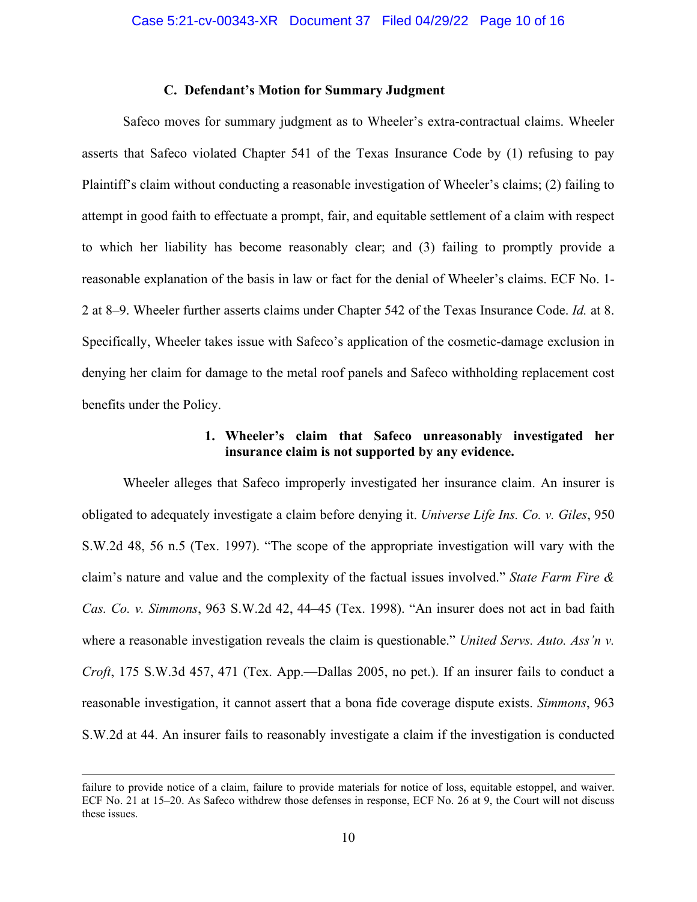### C. Defendant's Motion for Summary Judgment

Safeco moves for summary judgment as to Wheeler's extra-contractual claims. Wheeler asserts that Safeco violated Chapter 541 of the Texas Insurance Code by (1) refusing to pay Plaintiff's claim without conducting a reasonable investigation of Wheeler's claims; (2) failing to attempt in good faith to effectuate a prompt, fair, and equitable settlement of a claim with respect to which her liability has become reasonably clear; and (3) failing to promptly provide a reasonable explanation of the basis in law or fact for the denial of Wheeler's claims. ECF No. 1-2 at 8–9. Wheeler further asserts claims under Chapter 542 of the Texas Insurance Code. *Id.* at 8. Specifically, Wheeler takes issue with Safeco's application of the cosmetic-damage exclusion in denying her claim for damage to the metal roof panels and Safeco withholding replacement cost benefits under the Policy.

#### 1. Wheeler's claim that Safeco unreasonably investigated her insurance claim is not supported by any evidence.

Wheeler alleges that Safeco improperly investigated her insurance claim. An insurer is obligated to adequately investigate a claim before denying it. *Universe Life Ins. Co. v. Giles*, 950 S.W.2d 48, 56 n.5 (Tex. 1997). "The scope of the appropriate investigation will vary with the claim's nature and value and the complexity of the factual issues involved." *State Farm Fire & Cas. Co. v. Simmons*, 963 S.W.2d 42, 44–45 (Tex. 1998). "An insurer does not act in bad faith where a reasonable investigation reveals the claim is questionable." *United Servs. Auto. Ass'n v. Croft*, 175 S.W.3d 457, 471 (Tex. App.—Dallas 2005, no pet.). If an insurer fails to conduct a reasonable investigation, it cannot assert that a bona fide coverage dispute exists. *Simmons*, 963 S.W.2d at 44. An insurer fails to reasonably investigate a claim if the investigation is conducted

---

failure to provide notice of a claim, failure to provide materials for notice of loss, equitable estoppel, and waiver. ECF No. 21 at 15–20. As Safeco withdrew those defenses in response, ECF No. 26 at 9, the Court will not discuss these issues.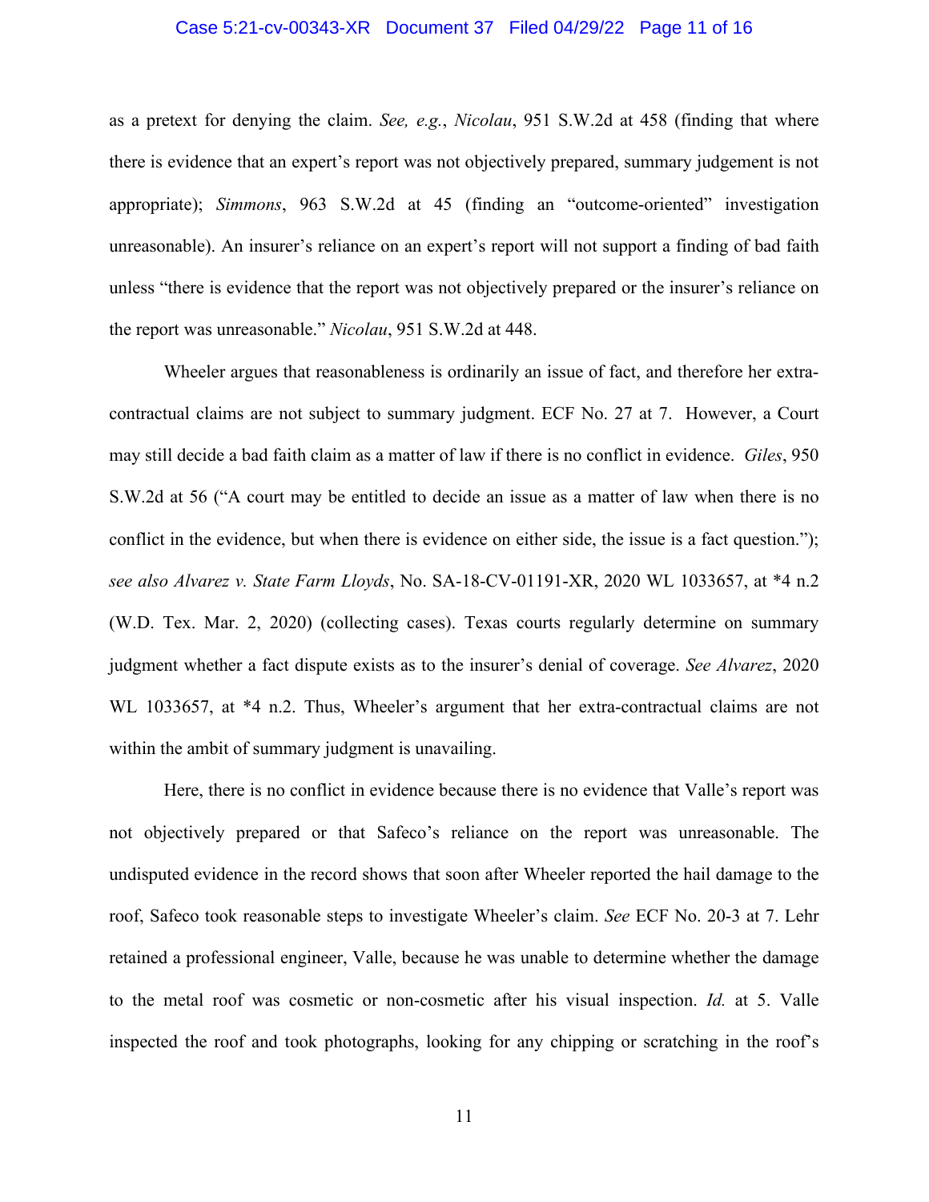as a pretext for denying the claim. *See, e.g.*, *Nicolau*, 951 S.W.2d at 458 (finding that where there is evidence that an expert's report was not objectively prepared, summary judgement is not appropriate); *Simmons*, 963 S.W.2d at 45 (finding an "outcome-oriented" investigation unreasonable). An insurer's reliance on an expert's report will not support a finding of bad faith unless "there is evidence that the report was not objectively prepared or the insurer's reliance on the report was unreasonable." *Nicolau*, 951 S.W.2d at 448.

Wheeler argues that reasonableness is ordinarily an issue of fact, and therefore her extra-contractual claims are not subject to summary judgment. ECF No. 27 at 7. However, a Court may still decide a bad faith claim as a matter of law if there is no conflict in evidence. *Giles*, 950 S.W.2d at 56 ("A court may be entitled to decide an issue as a matter of law when there is no conflict in the evidence, but when there is evidence on either side, the issue is a fact question."); *see also Alvarez v. State Farm Lloyds*, No. SA-18-CV-01191-XR, 2020 WL 1033657, at *4 n.2 (W.D. Tex. Mar. 2, 2020) (collecting cases). Texas courts regularly determine on summary judgment whether a fact dispute exists as to the insurer's denial of coverage. *See Alvarez*, 2020 WL 1033657, at *4 n.2. Thus, Wheeler's argument that her extra-contractual claims are not within the ambit of summary judgment is unavailing.

Here, there is no conflict in evidence because there is no evidence that Valle's report was not objectively prepared or that Safeco's reliance on the report was unreasonable. The undisputed evidence in the record shows that soon after Wheeler reported the hail damage to the roof, Safeco took reasonable steps to investigate Wheeler's claim. *See* ECF No. 20-3 at 7. Lehr retained a professional engineer, Valle, because he was unable to determine whether the damage to the metal roof was cosmetic or non-cosmetic after his visual inspection. *Id.* at 5. Valle inspected the roof and took photographs, looking for any chipping or scratching in the roof's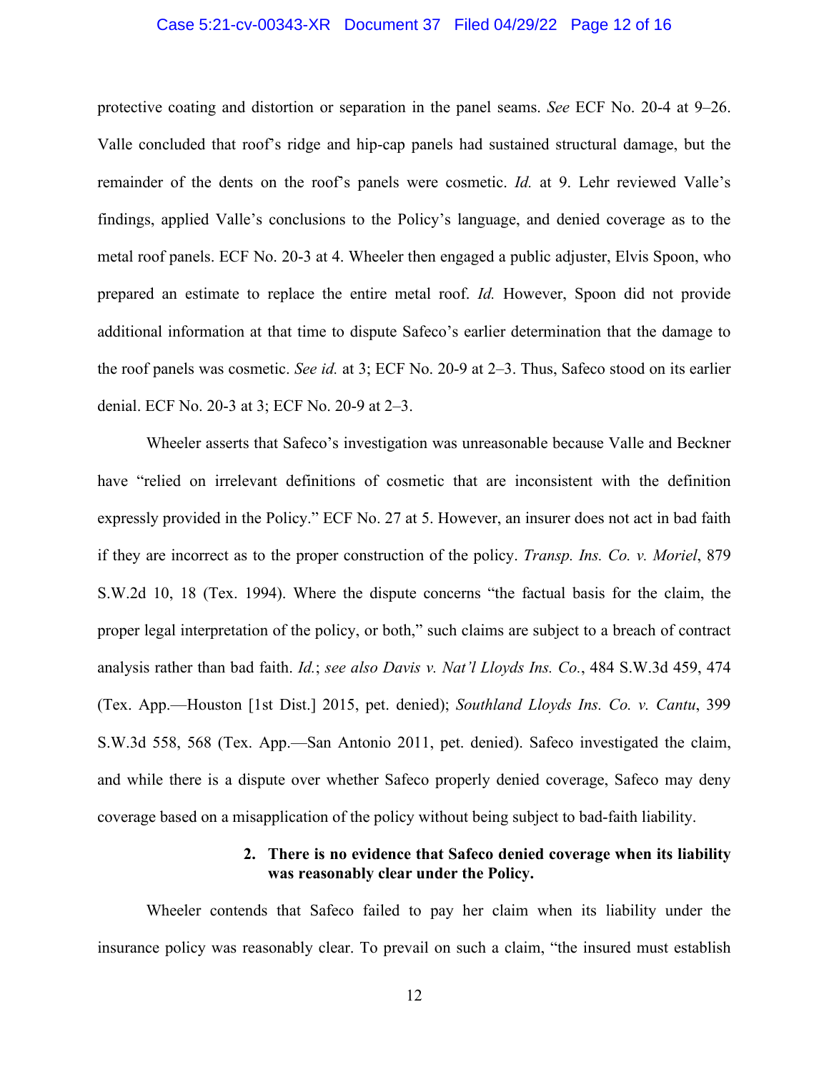protective coating and distortion or separation in the panel seams. *See* ECF No. 20-4 at 9–26. Valle concluded that roof's ridge and hip-cap panels had sustained structural damage, but the remainder of the dents on the roof's panels were cosmetic. *Id.* at 9. Lehr reviewed Valle's findings, applied Valle's conclusions to the Policy's language, and denied coverage as to the metal roof panels. ECF No. 20-3 at 4. Wheeler then engaged a public adjuster, Elvis Spoon, who prepared an estimate to replace the entire metal roof. *Id.* However, Spoon did not provide additional information at that time to dispute Safeco's earlier determination that the damage to the roof panels was cosmetic. *See id.* at 3; ECF No. 20-9 at 2–3. Thus, Safeco stood on its earlier denial. ECF No. 20-3 at 3; ECF No. 20-9 at 2–3.

Wheeler asserts that Safeco's investigation was unreasonable because Valle and Beckner have "relied on irrelevant definitions of cosmetic that are inconsistent with the definition expressly provided in the Policy." ECF No. 27 at 5. However, an insurer does not act in bad faith if they are incorrect as to the proper construction of the policy. *Transp. Ins. Co. v. Moriel*, 879 S.W.2d 10, 18 (Tex. 1994). Where the dispute concerns "the factual basis for the claim, the proper legal interpretation of the policy, or both," such claims are subject to a breach of contract analysis rather than bad faith. *Id.*; *see also Davis v. Nat'l Lloyds Ins. Co.*, 484 S.W.3d 459, 474 (Tex. App.—Houston [1st Dist.] 2015, pet. denied); *Southland Lloyds Ins. Co. v. Cantu*, 399 S.W.3d 558, 568 (Tex. App.—San Antonio 2011, pet. denied). Safeco investigated the claim, and while there is a dispute over whether Safeco properly denied coverage, Safeco may deny coverage based on a misapplication of the policy without being subject to bad-faith liability.

**2. There is no evidence that Safeco denied coverage when its liability was reasonably clear under the Policy.**

Wheeler contends that Safeco failed to pay her claim when its liability under the insurance policy was reasonably clear. To prevail on such a claim, "the insured must establish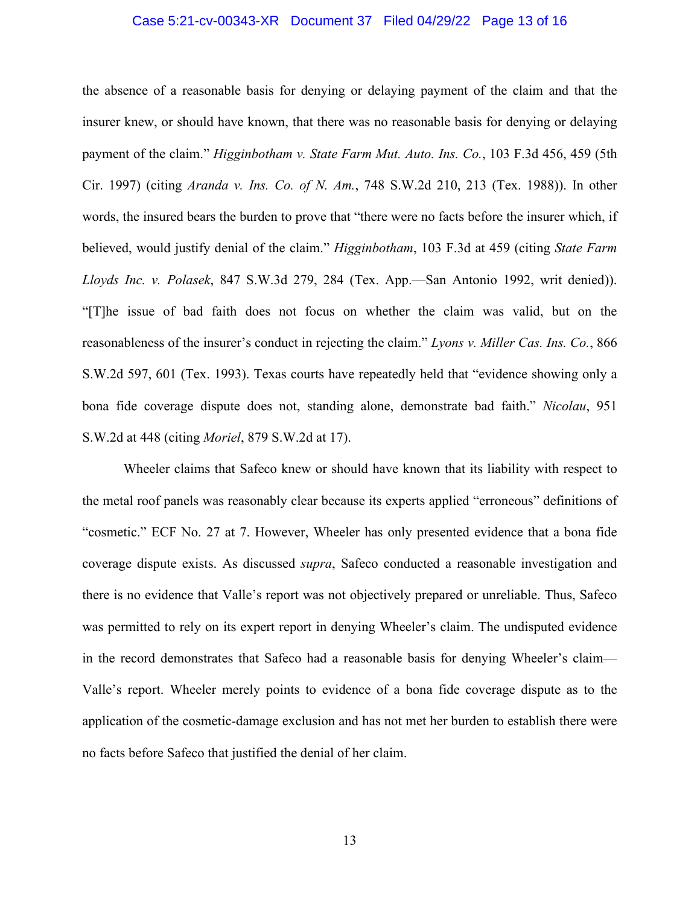the absence of a reasonable basis for denying or delaying payment of the claim and that the insurer knew, or should have known, that there was no reasonable basis for denying or delaying payment of the claim." *Higginbotham v. State Farm Mut. Auto. Ins. Co.*, 103 F.3d 456, 459 (5th Cir. 1997) (citing *Aranda v. Ins. Co. of N. Am.*, 748 S.W.2d 210, 213 (Tex. 1988)). In other words, the insured bears the burden to prove that "there were no facts before the insurer which, if believed, would justify denial of the claim." *Higginbotham*, 103 F.3d at 459 (citing *State Farm Lloyds Inc. v. Polasek*, 847 S.W.3d 279, 284 (Tex. App.—San Antonio 1992, writ denied)). "[T]he issue of bad faith does not focus on whether the claim was valid, but on the reasonableness of the insurer's conduct in rejecting the claim." *Lyons v. Miller Cas. Ins. Co.*, 866 S.W.2d 597, 601 (Tex. 1993). Texas courts have repeatedly held that "evidence showing only a bona fide coverage dispute does not, standing alone, demonstrate bad faith." *Nicolau*, 951 S.W.2d at 448 (citing *Moriel*, 879 S.W.2d at 17).

Wheeler claims that Safeco knew or should have known that its liability with respect to the metal roof panels was reasonably clear because its experts applied "erroneous" definitions of "cosmetic." ECF No. 27 at 7. However, Wheeler has only presented evidence that a bona fide coverage dispute exists. As discussed *supra*, Safeco conducted a reasonable investigation and there is no evidence that Valle's report was not objectively prepared or unreliable. Thus, Safeco was permitted to rely on its expert report in denying Wheeler's claim. The undisputed evidence in the record demonstrates that Safeco had a reasonable basis for denying Wheeler's claim—Valle's report. Wheeler merely points to evidence of a bona fide coverage dispute as to the application of the cosmetic-damage exclusion and has not met her burden to establish there were no facts before Safeco that justified the denial of her claim.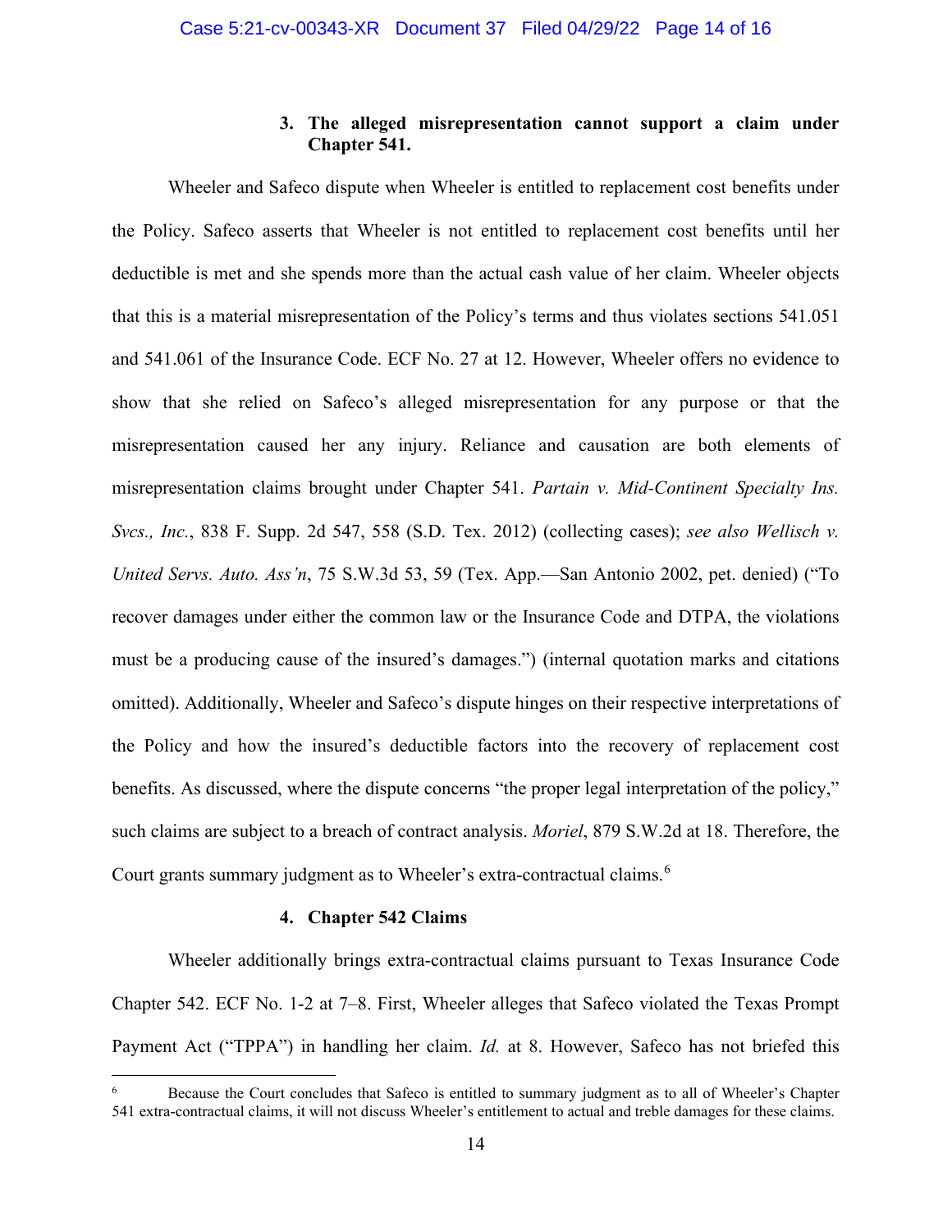### 3. The alleged misrepresentation cannot support a claim under Chapter 541.

Wheeler and Safeco dispute when Wheeler is entitled to replacement cost benefits under the Policy. Safeco asserts that Wheeler is not entitled to replacement cost benefits until her deductible is met and she spends more than the actual cash value of her claim. Wheeler objects that this is a material misrepresentation of the Policy's terms and thus violates sections 541.051 and 541.061 of the Insurance Code. ECF No. 27 at 12. However, Wheeler offers no evidence to show that she relied on Safeco's alleged misrepresentation for any purpose or that the misrepresentation caused her any injury. Reliance and causation are both elements of misrepresentation claims brought under Chapter 541. *Partain v. Mid-Continent Specialty Ins. Svcs., Inc.*, 838 F. Supp. 2d 547, 558 (S.D. Tex. 2012) (collecting cases); *see also Wellisch v. United Servs. Auto. Ass'n*, 75 S.W.3d 53, 59 (Tex. App.—San Antonio 2002, pet. denied) ("To recover damages under either the common law or the Insurance Code and DTPA, the violations must be a producing cause of the insured's damages.") (internal quotation marks and citations omitted). Additionally, Wheeler and Safeco's dispute hinges on their respective interpretations of the Policy and how the insured's deductible factors into the recovery of replacement cost benefits. As discussed, where the dispute concerns "the proper legal interpretation of the policy," such claims are subject to a breach of contract analysis. *Moriel*, 879 S.W.2d at 18. Therefore, the Court grants summary judgment as to Wheeler's extra-contractual claims.[6]

### 4. Chapter 542 Claims

Wheeler additionally brings extra-contractual claims pursuant to Texas Insurance Code Chapter 542. ECF No. 1-2 at 7–8. First, Wheeler alleges that Safeco violated the Texas Prompt Payment Act ("TPPA") in handling her claim. *Id.* at 8. However, Safeco has not briefed this

---

[6] Because the Court concludes that Safeco is entitled to summary judgment as to all of Wheeler's Chapter 541 extra-contractual claims, it will not discuss Wheeler's entitlement to actual and treble damages for these claims.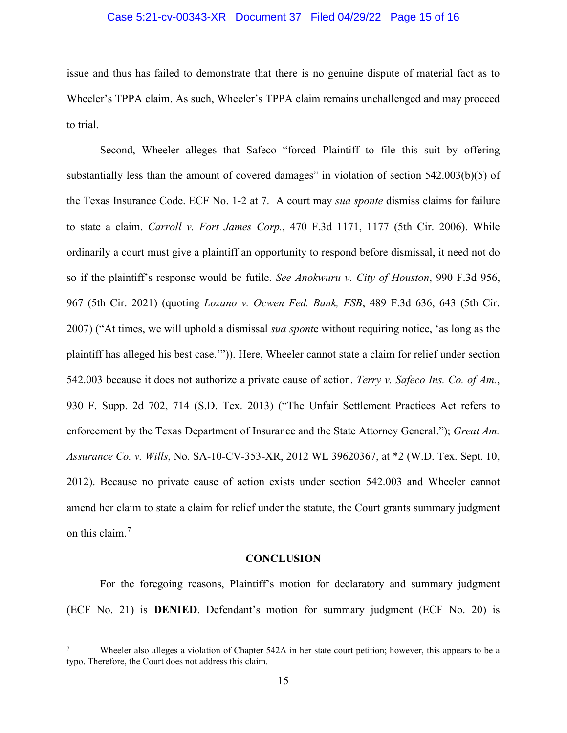issue and thus has failed to demonstrate that there is no genuine dispute of material fact as to Wheeler's TPPA claim. As such, Wheeler's TPPA claim remains unchallenged and may proceed to trial.

Second, Wheeler alleges that Safeco "forced Plaintiff to file this suit by offering substantially less than the amount of covered damages" in violation of section 542.003(b)(5) of the Texas Insurance Code. ECF No. 1-2 at 7. A court may *sua sponte* dismiss claims for failure to state a claim. *Carroll v. Fort James Corp.*, 470 F.3d 1171, 1177 (5th Cir. 2006). While ordinarily a court must give a plaintiff an opportunity to respond before dismissal, it need not do so if the plaintiff's response would be futile. *See Anokwuru v. City of Houston*, 990 F.3d 956, 967 (5th Cir. 2021) (quoting *Lozano v. Ocwen Fed. Bank, FSB*, 489 F.3d 636, 643 (5th Cir. 2007) ("At times, we will uphold a dismissal *sua sponte* without requiring notice, 'as long as the plaintiff has alleged his best case.'")). Here, Wheeler cannot state a claim for relief under section 542.003 because it does not authorize a private cause of action. *Terry v. Safeco Ins. Co. of Am.*, 930 F. Supp. 2d 702, 714 (S.D. Tex. 2013) ("The Unfair Settlement Practices Act refers to enforcement by the Texas Department of Insurance and the State Attorney General."); *Great Am. Assurance Co. v. Wills*, No. SA-10-CV-353-XR, 2012 WL 39620367, at *2 (W.D. Tex. Sept. 10, 2012). Because no private cause of action exists under section 542.003 and Wheeler cannot amend her claim to state a claim for relief under the statute, the Court grants summary judgment on this claim.[7]

## CONCLUSION

For the foregoing reasons, Plaintiff's motion for declaratory and summary judgment (ECF No. 21) is **DENIED**. Defendant's motion for summary judgment (ECF No. 20) is

---

[7] Wheeler also alleges a violation of Chapter 542A in her state court petition; however, this appears to be a typo. Therefore, the Court does not address this claim.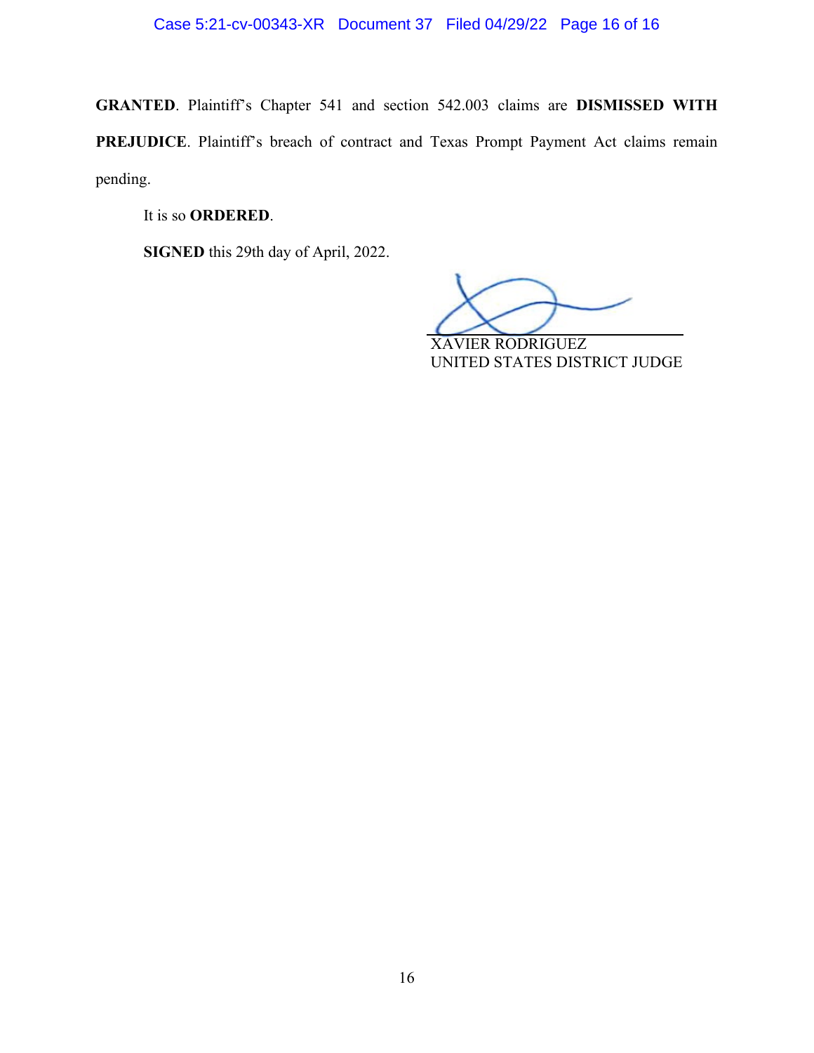**GRANTED**. Plaintiff's Chapter 541 and section 542.003 claims are **DISMISSED WITH PREJUDICE**. Plaintiff's breach of contract and Texas Prompt Payment Act claims remain pending.

It is so **ORDERED**.

**SIGNED** this 29th day of April, 2022.

XAVIER RODRIGUEZ
UNITED STATES DISTRICT JUDGE